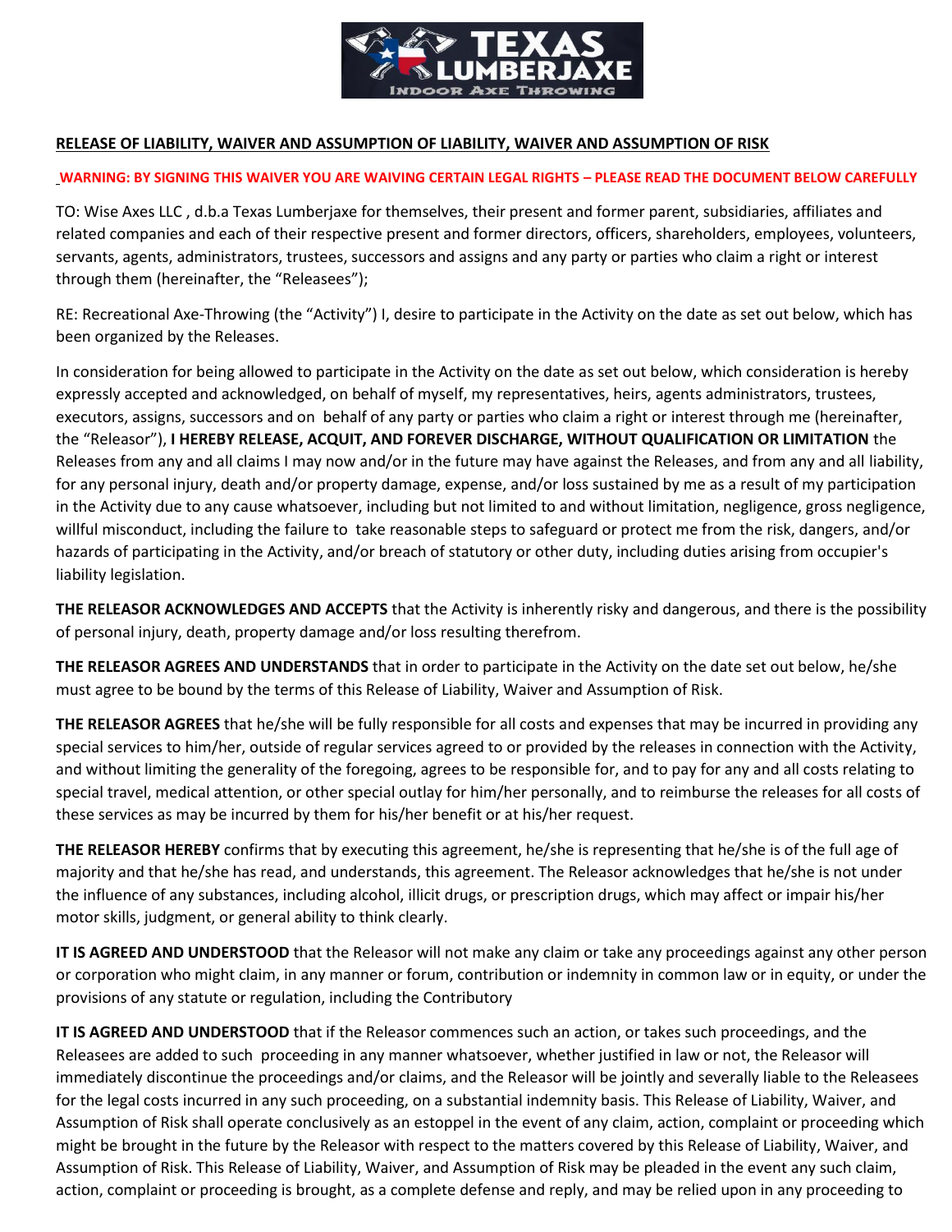**RELEASE OF LIABILITY, WAIVER AND ASSUMPTION OF LIABILITY, WAIVER AND ASSUMPTION OF RISK**

**WARNING: BY SIGNING THIS WAIVER YOU ARE WAIVING CERTAIN LEGAL RIGHTS – PLEASE READ THE DOCUMENT BELOW CAREFULLY**

TO: Wise Axes LLC , d.b.a Texas Lumberjaxe for themselves, their present and former parent, subsidiaries, affiliates and related companies and each of their respective present and former directors, officers, shareholders, employees, volunteers, servants, agents, administrators, trustees, successors and assigns and any party or parties who claim a right or interest through them (hereinafter, the "Releasees");

RE: Recreational Axe-Throwing (the "Activity") I, desire to participate in the Activity on the date as set out below, which has been organized by the Releases.

In consideration for being allowed to participate in the Activity on the date as set out below, which consideration is hereby expressly accepted and acknowledged, on behalf of myself, my representatives, heirs, agents administrators, trustees, executors, assigns, successors and on behalf of any party or parties who claim a right or interest through me (hereinafter, the "Releasor"), **I HEREBY RELEASE, ACQUIT, AND FOREVER DISCHARGE, WITHOUT QUALIFICATION OR LIMITATION** the Releases from any and all claims I may now and/or in the future may have against the Releases, and from any and all liability, for any personal injury, death and/or property damage, expense, and/or loss sustained by me as a result of my participation in the Activity due to any cause whatsoever, including but not limited to and without limitation, negligence, gross negligence, willful misconduct, including the failure to take reasonable steps to safeguard or protect me from the risk, dangers, and/or hazards of participating in the Activity, and/or breach of statutory or other duty, including duties arising from occupier's liability legislation.

**THE RELEASOR ACKNOWLEDGES AND ACCEPTS** that the Activity is inherently risky and dangerous, and there is the possibility of personal injury, death, property damage and/or loss resulting therefrom.

**THE RELEASOR AGREES AND UNDERSTANDS** that in order to participate in the Activity on the date set out below, he/she must agree to be bound by the terms of this Release of Liability, Waiver and Assumption of Risk.

**THE RELEASOR AGREES** that he/she will be fully responsible for all costs and expenses that may be incurred in providing any special services to him/her, outside of regular services agreed to or provided by the releases in connection with the Activity, and without limiting the generality of the foregoing, agrees to be responsible for, and to pay for any and all costs relating to special travel, medical attention, or other special outlay for him/her personally, and to reimburse the releases for all costs of these services as may be incurred by them for his/her benefit or at his/her request.

**THE RELEASOR HEREBY** confirms that by executing this agreement, he/she is representing that he/she is of the full age of majority and that he/she has read, and understands, this agreement. The Releasor acknowledges that he/she is not under the influence of any substances, including alcohol, illicit drugs, or prescription drugs, which may affect or impair his/her motor skills, judgment, or general ability to think clearly.

**IT IS AGREED AND UNDERSTOOD** that the Releasor will not make any claim or take any proceedings against any other person or corporation who might claim, in any manner or forum, contribution or indemnity in common law or in equity, or under the provisions of any statute or regulation, including the Contributory

**IT IS AGREED AND UNDERSTOOD** that if the Releasor commences such an action, or takes such proceedings, and the Releasees are added to such proceeding in any manner whatsoever, whether justified in law or not, the Releasor will immediately discontinue the proceedings and/or claims, and the Releasor will be jointly and severally liable to the Releasees for the legal costs incurred in any such proceeding, on a substantial indemnity basis. This Release of Liability, Waiver, and Assumption of Risk shall operate conclusively as an estoppel in the event of any claim, action, complaint or proceeding which might be brought in the future by the Releasor with respect to the matters covered by this Release of Liability, Waiver, and Assumption of Risk. This Release of Liability, Waiver, and Assumption of Risk may be pleaded in the event any such claim, action, complaint or proceeding is brought, as a complete defense and reply, and may be relied upon in any proceeding to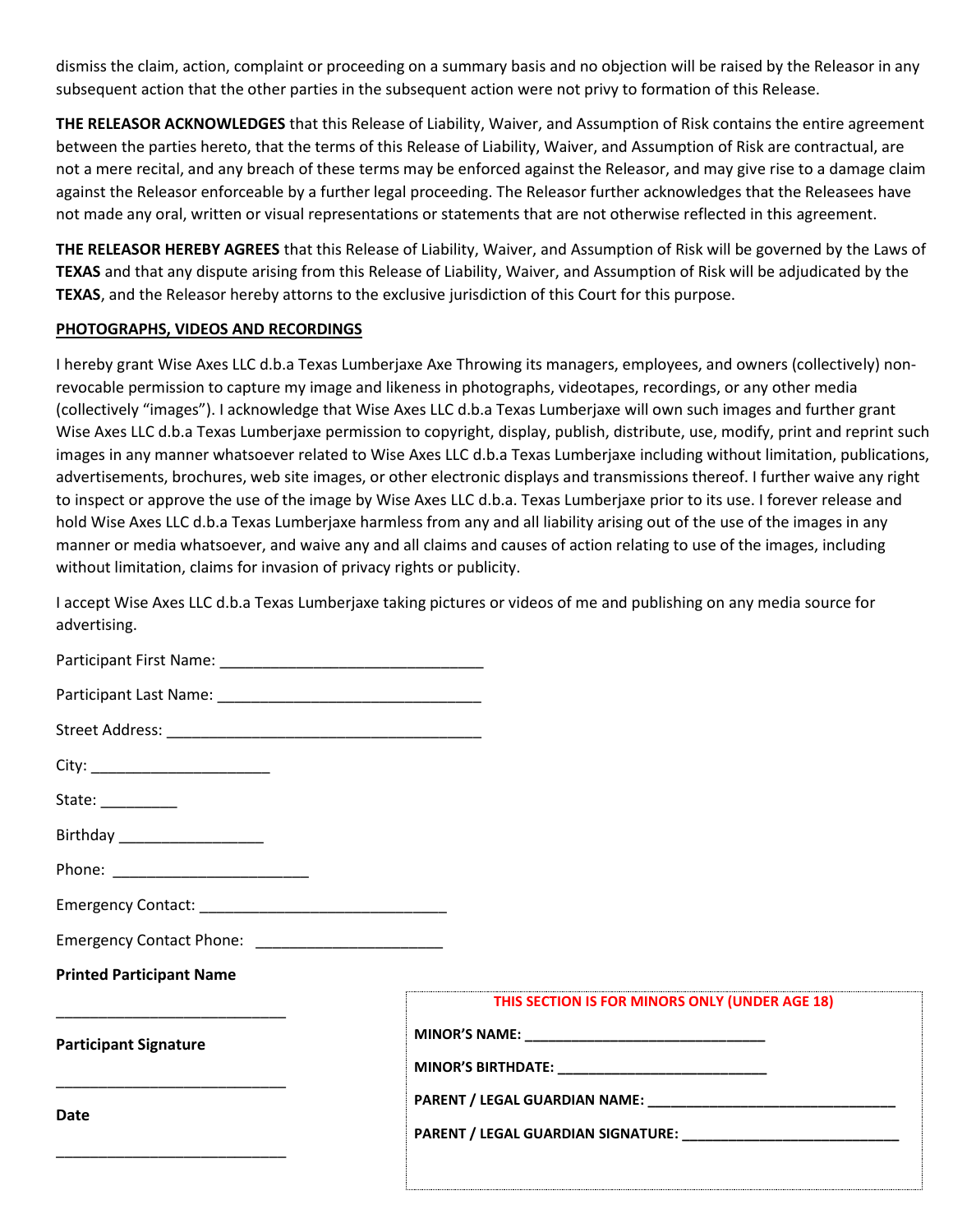dismiss the claim, action, complaint or proceeding on a summary basis and no objection will be raised by the Releasor in any subsequent action that the other parties in the subsequent action were not privy to formation of this Release.

**THE RELEASOR ACKNOWLEDGES** that this Release of Liability, Waiver, and Assumption of Risk contains the entire agreement between the parties hereto, that the terms of this Release of Liability, Waiver, and Assumption of Risk are contractual, are not a mere recital, and any breach of these terms may be enforced against the Releasor, and may give rise to a damage claim against the Releasor enforceable by a further legal proceeding. The Releasor further acknowledges that the Releasees have not made any oral, written or visual representations or statements that are not otherwise reflected in this agreement.

**THE RELEASOR HEREBY AGREES** that this Release of Liability, Waiver, and Assumption of Risk will be governed by the Laws of **TEXAS** and that any dispute arising from this Release of Liability, Waiver, and Assumption of Risk will be adjudicated by the **TEXAS**, and the Releasor hereby attorns to the exclusive jurisdiction of this Court for this purpose.

**PHOTOGRAPHS, VIDEOS AND RECORDINGS**

I hereby grant Wise Axes LLC d.b.a Texas Lumberjaxe Axe Throwing its managers, employees, and owners (collectively) non-revocable permission to capture my image and likeness in photographs, videotapes, recordings, or any other media (collectively "images"). I acknowledge that Wise Axes LLC d.b.a Texas Lumberjaxe will own such images and further grant Wise Axes LLC d.b.a Texas Lumberjaxe permission to copyright, display, publish, distribute, use, modify, print and reprint such images in any manner whatsoever related to Wise Axes LLC d.b.a Texas Lumberjaxe including without limitation, publications, advertisements, brochures, web site images, or other electronic displays and transmissions thereof. I further waive any right to inspect or approve the use of the image by Wise Axes LLC d.b.a. Texas Lumberjaxe prior to its use. I forever release and hold Wise Axes LLC d.b.a Texas Lumberjaxe harmless from any and all liability arising out of the use of the images in any manner or media whatsoever, and waive any and all claims and causes of action relating to use of the images, including without limitation, claims for invasion of privacy rights or publicity.

I accept Wise Axes LLC d.b.a Texas Lumberjaxe taking pictures or videos of me and publishing on any media source for advertising.

Participant First Name: ________________________________

Participant Last Name: ________________________________

Street Address: ______________________________________

City: ______________________

State: _________

Birthday __________________

Phone: ________________________

Emergency Contact: ______________________________

Emergency Contact Phone: _______________________

**Printed Participant Name**

____________________________

**Participant Signature**

____________________________

**Date**

____________________________

**THIS SECTION IS FOR MINORS ONLY (UNDER AGE 18)**

**MINOR'S NAME:** ______________________________

**MINOR'S BIRTHDATE:** ___________________________

**PARENT / LEGAL GUARDIAN NAME:** ________________________________

**PARENT / LEGAL GUARDIAN SIGNATURE:** ___________________________